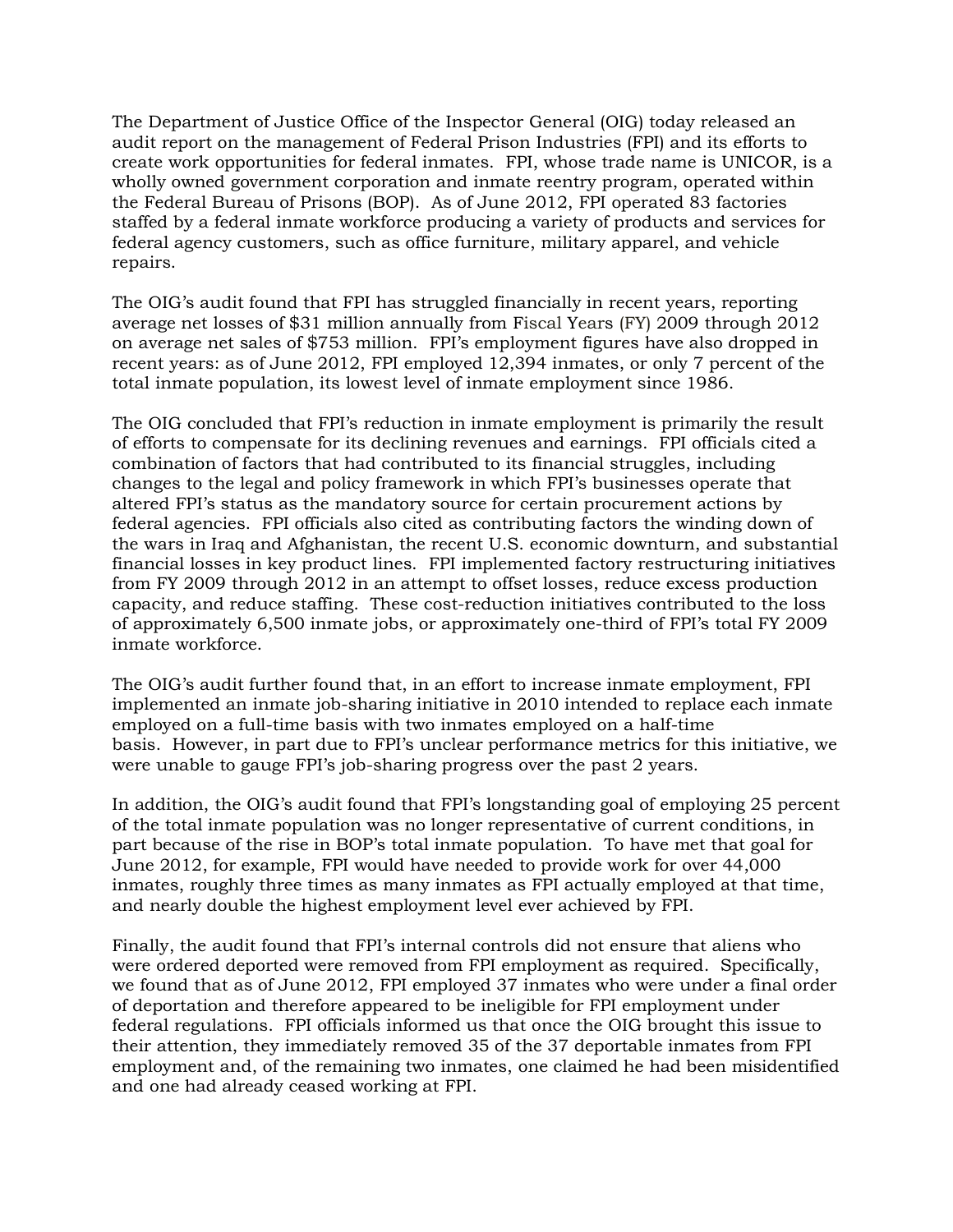The Department of Justice Office of the Inspector General (OIG) today released an audit report on the management of Federal Prison Industries (FPI) and its efforts to create work opportunities for federal inmates. FPI, whose trade name is UNICOR, is a wholly owned government corporation and inmate reentry program, operated within the Federal Bureau of Prisons (BOP). As of June 2012, FPI operated 83 factories staffed by a federal inmate workforce producing a variety of products and services for federal agency customers, such as office furniture, military apparel, and vehicle repairs.

The OIG's audit found that FPI has struggled financially in recent years, reporting average net losses of $31 million annually from Fiscal Years (FY) 2009 through 2012 on average net sales of $753 million. FPI's employment figures have also dropped in recent years: as of June 2012, FPI employed 12,394 inmates, or only 7 percent of the total inmate population, its lowest level of inmate employment since 1986.

The OIG concluded that FPI's reduction in inmate employment is primarily the result of efforts to compensate for its declining revenues and earnings. FPI officials cited a combination of factors that had contributed to its financial struggles, including changes to the legal and policy framework in which FPI's businesses operate that altered FPI's status as the mandatory source for certain procurement actions by federal agencies. FPI officials also cited as contributing factors the winding down of the wars in Iraq and Afghanistan, the recent U.S. economic downturn, and substantial financial losses in key product lines. FPI implemented factory restructuring initiatives from FY 2009 through 2012 in an attempt to offset losses, reduce excess production capacity, and reduce staffing. These cost-reduction initiatives contributed to the loss of approximately 6,500 inmate jobs, or approximately one-third of FPI's total FY 2009 inmate workforce.

The OIG's audit further found that, in an effort to increase inmate employment, FPI implemented an inmate job-sharing initiative in 2010 intended to replace each inmate employed on a full-time basis with two inmates employed on a half-time basis. However, in part due to FPI's unclear performance metrics for this initiative, we were unable to gauge FPI's job-sharing progress over the past 2 years.

In addition, the OIG's audit found that FPI's longstanding goal of employing 25 percent of the total inmate population was no longer representative of current conditions, in part because of the rise in BOP's total inmate population. To have met that goal for June 2012, for example, FPI would have needed to provide work for over 44,000 inmates, roughly three times as many inmates as FPI actually employed at that time, and nearly double the highest employment level ever achieved by FPI.

Finally, the audit found that FPI's internal controls did not ensure that aliens who were ordered deported were removed from FPI employment as required. Specifically, we found that as of June 2012, FPI employed 37 inmates who were under a final order of deportation and therefore appeared to be ineligible for FPI employment under federal regulations. FPI officials informed us that once the OIG brought this issue to their attention, they immediately removed 35 of the 37 deportable inmates from FPI employment and, of the remaining two inmates, one claimed he had been misidentified and one had already ceased working at FPI.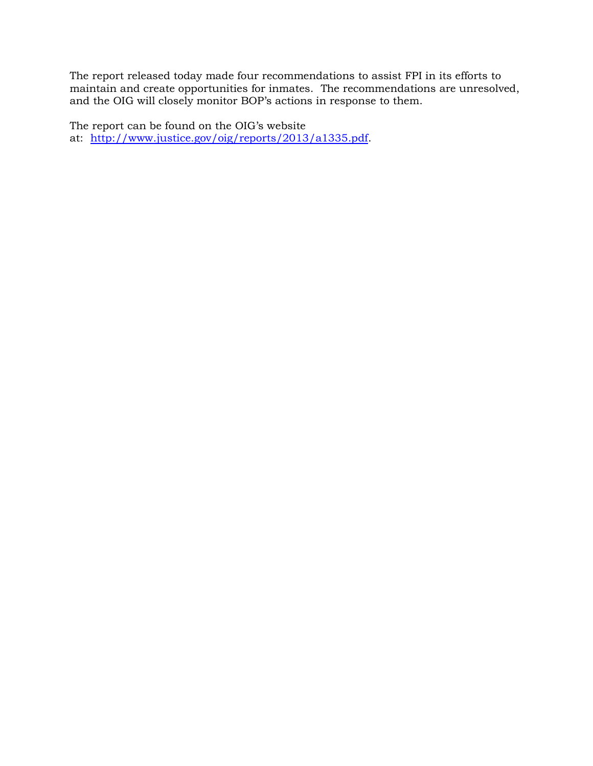The report released today made four recommendations to assist FPI in its efforts to maintain and create opportunities for inmates. The recommendations are unresolved, and the OIG will closely monitor BOP's actions in response to them.

The report can be found on the OIG's website at: [http://www.justice.gov/oig/reports/2013/a1335.pdf](http://www.justice.gov/oig/reports/2013/a1335.pdf).